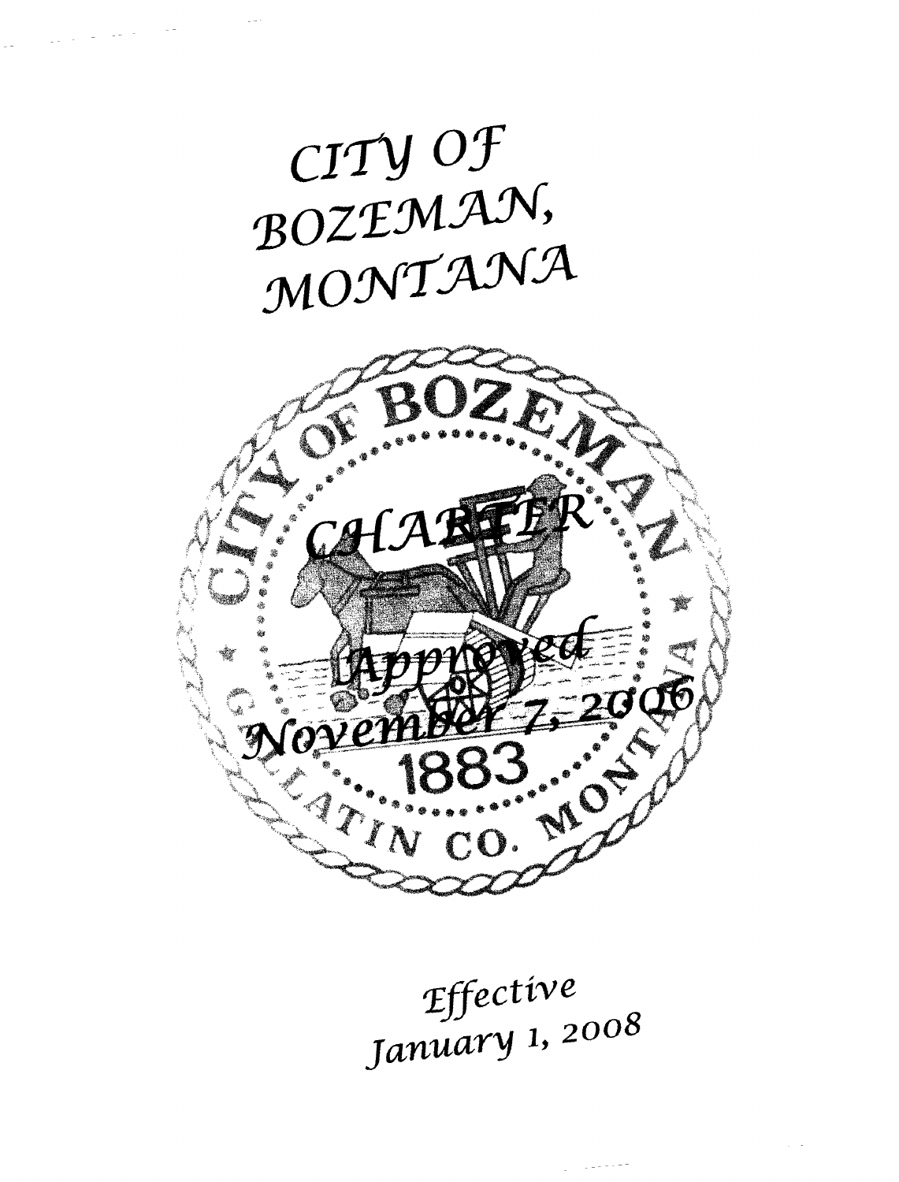# CITY OF BOZEMAN, MONTANA

CITY OF BOZEMAN

CHARTER

Approved November 7, 2006

1883

GALLATIN CO. MONTANA

*Effective January 1, 2008*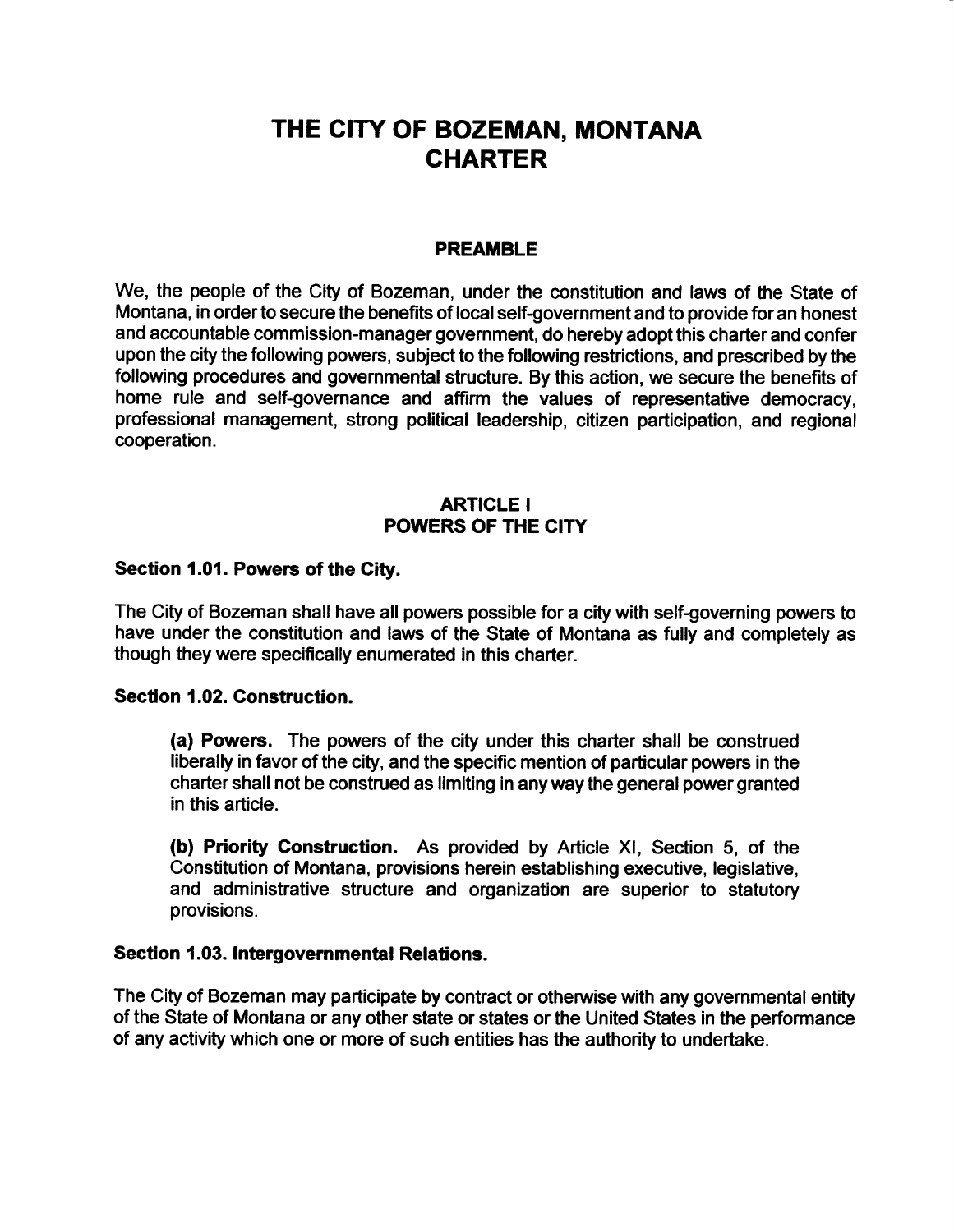# THE CITY OF BOZEMAN, MONTANA CHARTER

## PREAMBLE

We, the people of the City of Bozeman, under the constitution and laws of the State of Montana, in order to secure the benefits of local self-government and to provide for an honest and accountable commission-manager government, do hereby adopt this charter and confer upon the city the following powers, subject to the following restrictions, and prescribed by the following procedures and governmental structure. By this action, we secure the benefits of home rule and self-governance and affirm the values of representative democracy, professional management, strong political leadership, citizen participation, and regional cooperation.

## ARTICLE I POWERS OF THE CITY

### Section 1.01. Powers of the City.

The City of Bozeman shall have all powers possible for a city with self-governing powers to have under the constitution and laws of the State of Montana as fully and completely as though they were specifically enumerated in this charter.

### Section 1.02. Construction.

**(a) Powers.** The powers of the city under this charter shall be construed liberally in favor of the city, and the specific mention of particular powers in the charter shall not be construed as limiting in any way the general power granted in this article.

**(b) Priority Construction.** As provided by Article XI, Section 5, of the Constitution of Montana, provisions herein establishing executive, legislative, and administrative structure and organization are superior to statutory provisions.

### Section 1.03. Intergovernmental Relations.

The City of Bozeman may participate by contract or otherwise with any governmental entity of the State of Montana or any other state or states or the United States in the performance of any activity which one or more of such entities has the authority to undertake.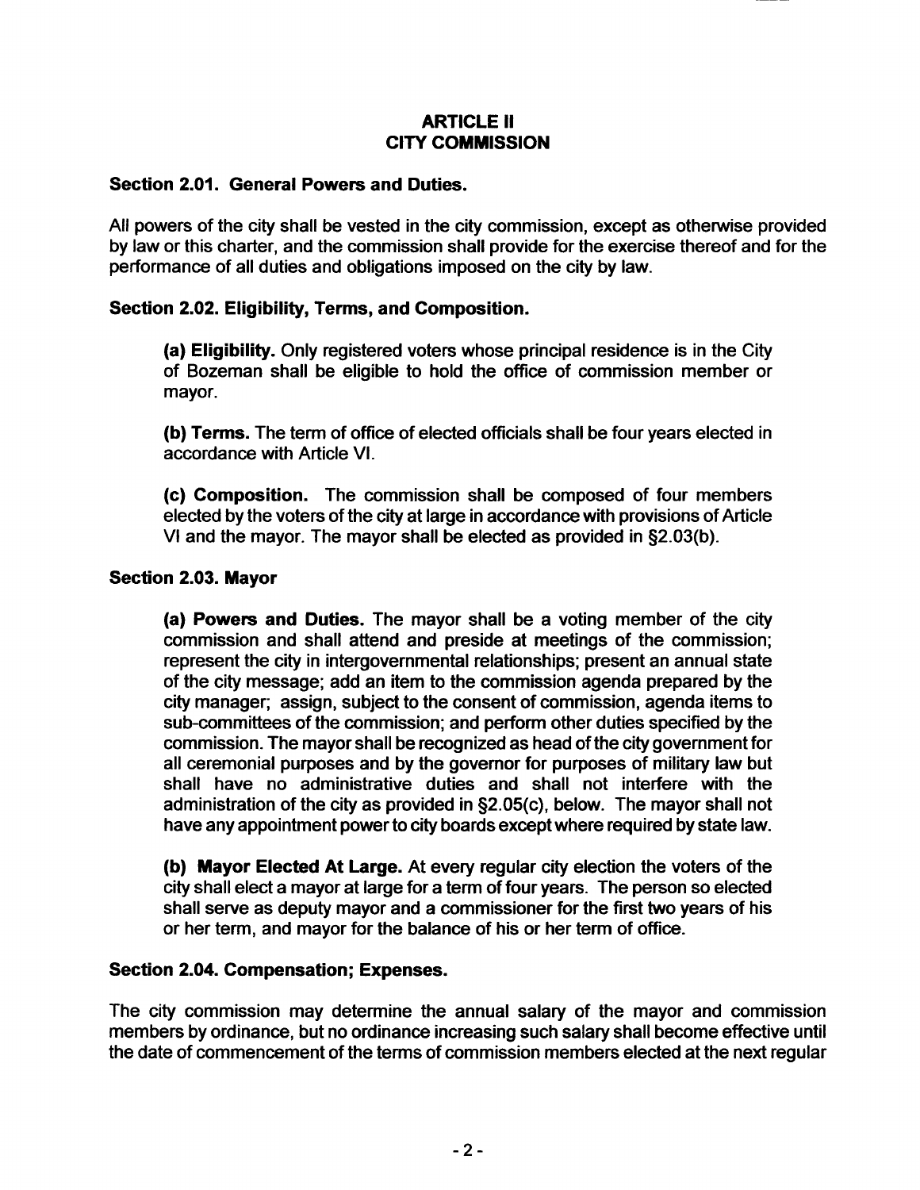# ARTICLE II
# CITY COMMISSION

### Section 2.01. General Powers and Duties.

All powers of the city shall be vested in the city commission, except as otherwise provided by law or this charter, and the commission shall provide for the exercise thereof and for the performance of all duties and obligations imposed on the city by law.

### Section 2.02. Eligibility, Terms, and Composition.

**(a) Eligibility.** Only registered voters whose principal residence is in the City of Bozeman shall be eligible to hold the office of commission member or mayor.

**(b) Terms.** The term of office of elected officials shall be four years elected in accordance with Article VI.

**(c) Composition.** The commission shall be composed of four members elected by the voters of the city at large in accordance with provisions of Article VI and the mayor. The mayor shall be elected as provided in §2.03(b).

### Section 2.03. Mayor

**(a) Powers and Duties.** The mayor shall be a voting member of the city commission and shall attend and preside at meetings of the commission; represent the city in intergovernmental relationships; present an annual state of the city message; add an item to the commission agenda prepared by the city manager; assign, subject to the consent of commission, agenda items to sub-committees of the commission; and perform other duties specified by the commission. The mayor shall be recognized as head of the city government for all ceremonial purposes and by the governor for purposes of military law but shall have no administrative duties and shall not interfere with the administration of the city as provided in §2.05(c), below. The mayor shall not have any appointment power to city boards except where required by state law.

**(b) Mayor Elected At Large.** At every regular city election the voters of the city shall elect a mayor at large for a term of four years. The person so elected shall serve as deputy mayor and a commissioner for the first two years of his or her term, and mayor for the balance of his or her term of office.

### Section 2.04. Compensation; Expenses.

The city commission may determine the annual salary of the mayor and commission members by ordinance, but no ordinance increasing such salary shall become effective until the date of commencement of the terms of commission members elected at the next regular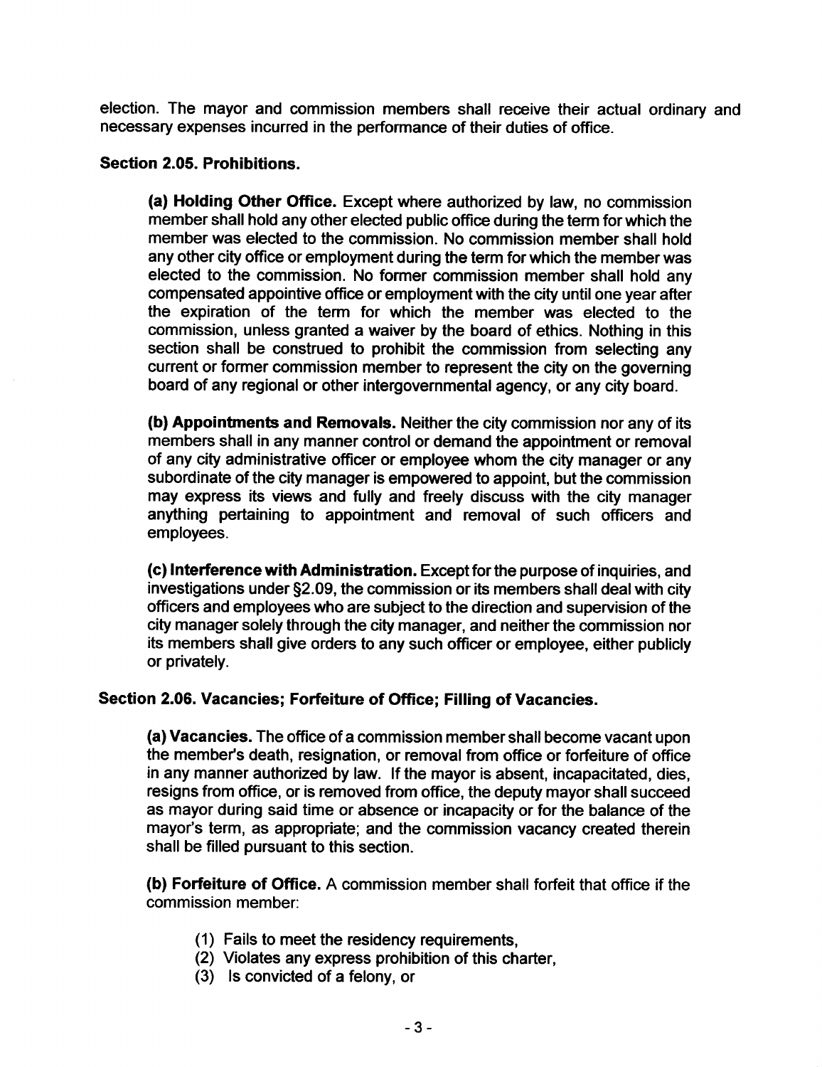election. The mayor and commission members shall receive their actual ordinary and necessary expenses incurred in the performance of their duties of office.

### Section 2.05. Prohibitions.

**(a) Holding Other Office.** Except where authorized by law, no commission member shall hold any other elected public office during the term for which the member was elected to the commission. No commission member shall hold any other city office or employment during the term for which the member was elected to the commission. No former commission member shall hold any compensated appointive office or employment with the city until one year after the expiration of the term for which the member was elected to the commission, unless granted a waiver by the board of ethics. Nothing in this section shall be construed to prohibit the commission from selecting any current or former commission member to represent the city on the governing board of any regional or other intergovernmental agency, or any city board.

**(b) Appointments and Removals.** Neither the city commission nor any of its members shall in any manner control or demand the appointment or removal of any city administrative officer or employee whom the city manager or any subordinate of the city manager is empowered to appoint, but the commission may express its views and fully and freely discuss with the city manager anything pertaining to appointment and removal of such officers and employees.

**(c) Interference with Administration.** Except for the purpose of inquiries, and investigations under §2.09, the commission or its members shall deal with city officers and employees who are subject to the direction and supervision of the city manager solely through the city manager, and neither the commission nor its members shall give orders to any such officer or employee, either publicly or privately.

### Section 2.06. Vacancies; Forfeiture of Office; Filling of Vacancies.

**(a) Vacancies.** The office of a commission member shall become vacant upon the member's death, resignation, or removal from office or forfeiture of office in any manner authorized by law. If the mayor is absent, incapacitated, dies, resigns from office, or is removed from office, the deputy mayor shall succeed as mayor during said time or absence or incapacity or for the balance of the mayor's term, as appropriate; and the commission vacancy created therein shall be filled pursuant to this section.

**(b) Forfeiture of Office.** A commission member shall forfeit that office if the commission member:

(1) Fails to meet the residency requirements,
(2) Violates any express prohibition of this charter,
(3) Is convicted of a felony, or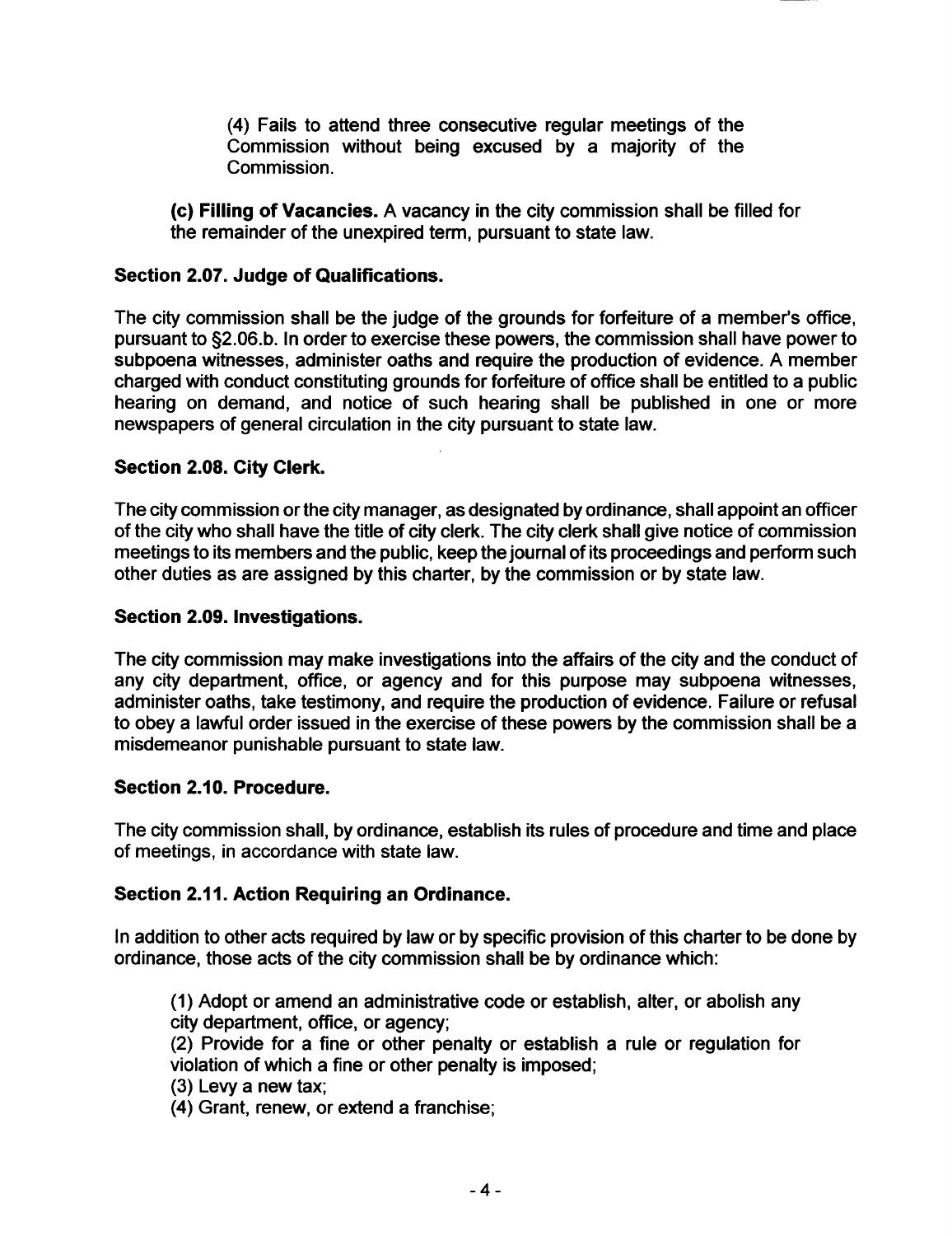(4) Fails to attend three consecutive regular meetings of the Commission without being excused by a majority of the Commission.

**(c) Filling of Vacancies.** A vacancy in the city commission shall be filled for the remainder of the unexpired term, pursuant to state law.

### Section 2.07. Judge of Qualifications.

The city commission shall be the judge of the grounds for forfeiture of a member's office, pursuant to §2.06.b. In order to exercise these powers, the commission shall have power to subpoena witnesses, administer oaths and require the production of evidence. A member charged with conduct constituting grounds for forfeiture of office shall be entitled to a public hearing on demand, and notice of such hearing shall be published in one or more newspapers of general circulation in the city pursuant to state law.

### Section 2.08. City Clerk.

The city commission or the city manager, as designated by ordinance, shall appoint an officer of the city who shall have the title of city clerk. The city clerk shall give notice of commission meetings to its members and the public, keep the journal of its proceedings and perform such other duties as are assigned by this charter, by the commission or by state law.

### Section 2.09. Investigations.

The city commission may make investigations into the affairs of the city and the conduct of any city department, office, or agency and for this purpose may subpoena witnesses, administer oaths, take testimony, and require the production of evidence. Failure or refusal to obey a lawful order issued in the exercise of these powers by the commission shall be a misdemeanor punishable pursuant to state law.

### Section 2.10. Procedure.

The city commission shall, by ordinance, establish its rules of procedure and time and place of meetings, in accordance with state law.

### Section 2.11. Action Requiring an Ordinance.

In addition to other acts required by law or by specific provision of this charter to be done by ordinance, those acts of the city commission shall be by ordinance which:

(1) Adopt or amend an administrative code or establish, alter, or abolish any city department, office, or agency;
(2) Provide for a fine or other penalty or establish a rule or regulation for violation of which a fine or other penalty is imposed;
(3) Levy a new tax;
(4) Grant, renew, or extend a franchise;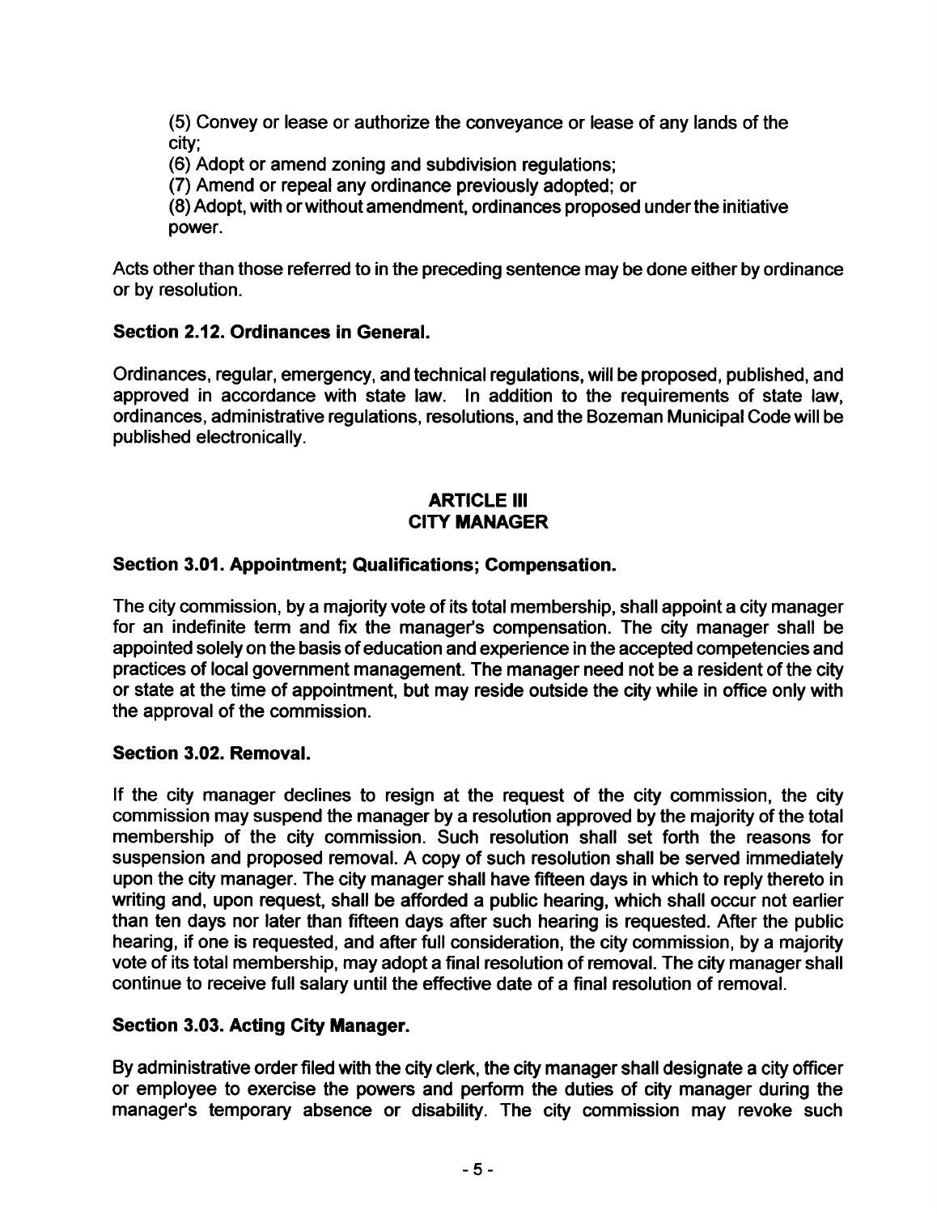(5) Convey or lease or authorize the conveyance or lease of any lands of the city;

(6) Adopt or amend zoning and subdivision regulations;

(7) Amend or repeal any ordinance previously adopted; or

(8) Adopt, with or without amendment, ordinances proposed under the initiative power.

Acts other than those referred to in the preceding sentence may be done either by ordinance or by resolution.

### Section 2.12. Ordinances in General.

Ordinances, regular, emergency, and technical regulations, will be proposed, published, and approved in accordance with state law. In addition to the requirements of state law, ordinances, administrative regulations, resolutions, and the Bozeman Municipal Code will be published electronically.

## ARTICLE III
## CITY MANAGER

### Section 3.01. Appointment; Qualifications; Compensation.

The city commission, by a majority vote of its total membership, shall appoint a city manager for an indefinite term and fix the manager's compensation. The city manager shall be appointed solely on the basis of education and experience in the accepted competencies and practices of local government management. The manager need not be a resident of the city or state at the time of appointment, but may reside outside the city while in office only with the approval of the commission.

### Section 3.02. Removal.

If the city manager declines to resign at the request of the city commission, the city commission may suspend the manager by a resolution approved by the majority of the total membership of the city commission. Such resolution shall set forth the reasons for suspension and proposed removal. A copy of such resolution shall be served immediately upon the city manager. The city manager shall have fifteen days in which to reply thereto in writing and, upon request, shall be afforded a public hearing, which shall occur not earlier than ten days nor later than fifteen days after such hearing is requested. After the public hearing, if one is requested, and after full consideration, the city commission, by a majority vote of its total membership, may adopt a final resolution of removal. The city manager shall continue to receive full salary until the effective date of a final resolution of removal.

### Section 3.03. Acting City Manager.

By administrative order filed with the city clerk, the city manager shall designate a city officer or employee to exercise the powers and perform the duties of city manager during the manager's temporary absence or disability. The city commission may revoke such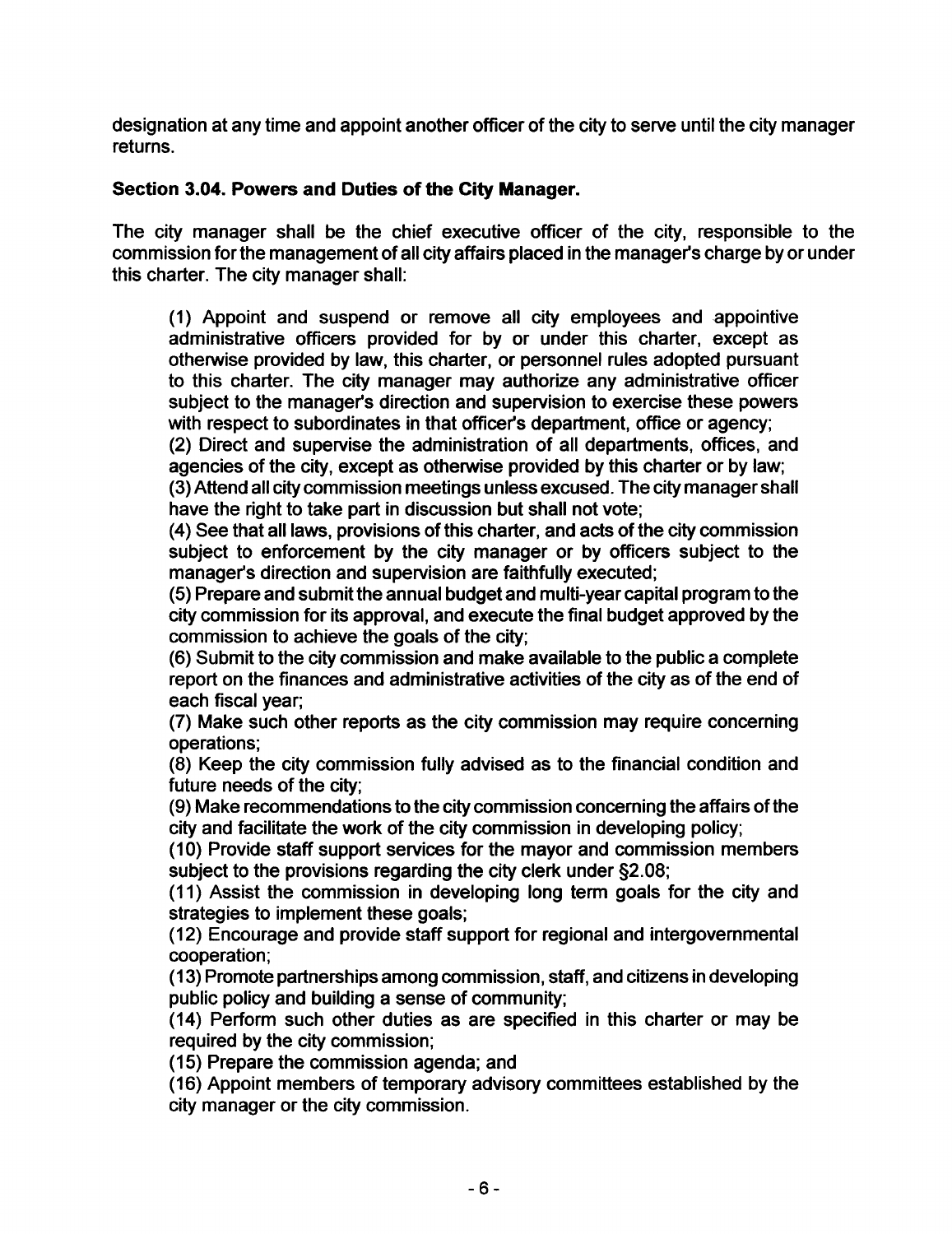designation at any time and appoint another officer of the city to serve until the city manager returns.

**Section 3.04. Powers and Duties of the City Manager.**

The city manager shall be the chief executive officer of the city, responsible to the commission for the management of all city affairs placed in the manager's charge by or under this charter. The city manager shall:

(1) Appoint and suspend or remove all city employees and appointive administrative officers provided for by or under this charter, except as otherwise provided by law, this charter, or personnel rules adopted pursuant to this charter. The city manager may authorize any administrative officer subject to the manager's direction and supervision to exercise these powers with respect to subordinates in that officer's department, office or agency;

(2) Direct and supervise the administration of all departments, offices, and agencies of the city, except as otherwise provided by this charter or by law;

(3) Attend all city commission meetings unless excused. The city manager shall have the right to take part in discussion but shall not vote;

(4) See that all laws, provisions of this charter, and acts of the city commission subject to enforcement by the city manager or by officers subject to the manager's direction and supervision are faithfully executed;

(5) Prepare and submit the annual budget and multi-year capital program to the city commission for its approval, and execute the final budget approved by the commission to achieve the goals of the city;

(6) Submit to the city commission and make available to the public a complete report on the finances and administrative activities of the city as of the end of each fiscal year;

(7) Make such other reports as the city commission may require concerning operations;

(8) Keep the city commission fully advised as to the financial condition and future needs of the city;

(9) Make recommendations to the city commission concerning the affairs of the city and facilitate the work of the city commission in developing policy;

(10) Provide staff support services for the mayor and commission members subject to the provisions regarding the city clerk under §2.08;

(11) Assist the commission in developing long term goals for the city and strategies to implement these goals;

(12) Encourage and provide staff support for regional and intergovernmental cooperation;

(13) Promote partnerships among commission, staff, and citizens in developing public policy and building a sense of community;

(14) Perform such other duties as are specified in this charter or may be required by the city commission;

(15) Prepare the commission agenda; and

(16) Appoint members of temporary advisory committees established by the city manager or the city commission.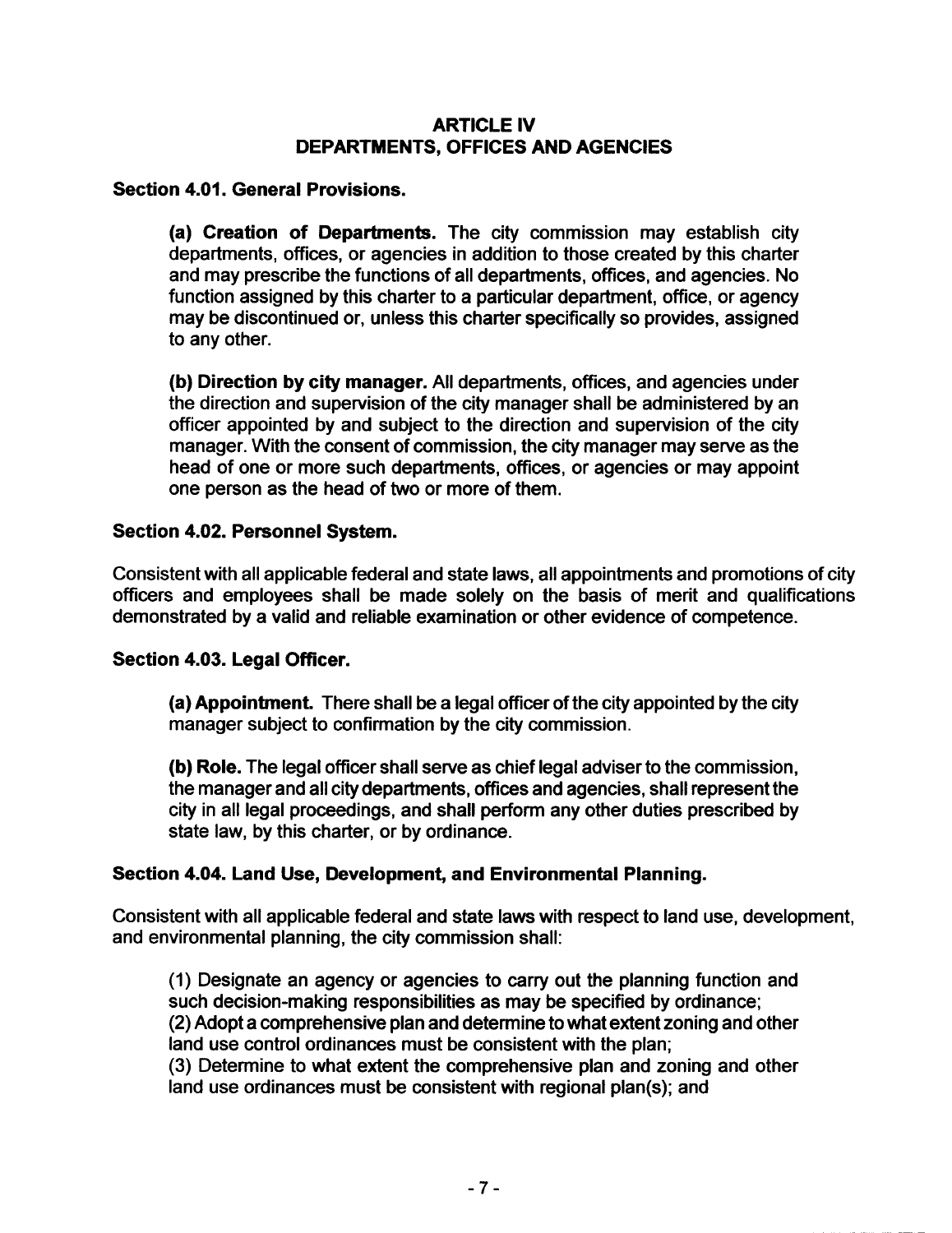## ARTICLE IV
## DEPARTMENTS, OFFICES AND AGENCIES

### Section 4.01. General Provisions.

**(a) Creation of Departments.** The city commission may establish city departments, offices, or agencies in addition to those created by this charter and may prescribe the functions of all departments, offices, and agencies. No function assigned by this charter to a particular department, office, or agency may be discontinued or, unless this charter specifically so provides, assigned to any other.

**(b) Direction by city manager.** All departments, offices, and agencies under the direction and supervision of the city manager shall be administered by an officer appointed by and subject to the direction and supervision of the city manager. With the consent of commission, the city manager may serve as the head of one or more such departments, offices, or agencies or may appoint one person as the head of two or more of them.

### Section 4.02. Personnel System.

Consistent with all applicable federal and state laws, all appointments and promotions of city officers and employees shall be made solely on the basis of merit and qualifications demonstrated by a valid and reliable examination or other evidence of competence.

### Section 4.03. Legal Officer.

**(a) Appointment.** There shall be a legal officer of the city appointed by the city manager subject to confirmation by the city commission.

**(b) Role.** The legal officer shall serve as chief legal adviser to the commission, the manager and all city departments, offices and agencies, shall represent the city in all legal proceedings, and shall perform any other duties prescribed by state law, by this charter, or by ordinance.

### Section 4.04. Land Use, Development, and Environmental Planning.

Consistent with all applicable federal and state laws with respect to land use, development, and environmental planning, the city commission shall:

(1) Designate an agency or agencies to carry out the planning function and such decision-making responsibilities as may be specified by ordinance;
(2) Adopt a comprehensive plan and determine to what extent zoning and other land use control ordinances must be consistent with the plan;
(3) Determine to what extent the comprehensive plan and zoning and other land use ordinances must be consistent with regional plan(s); and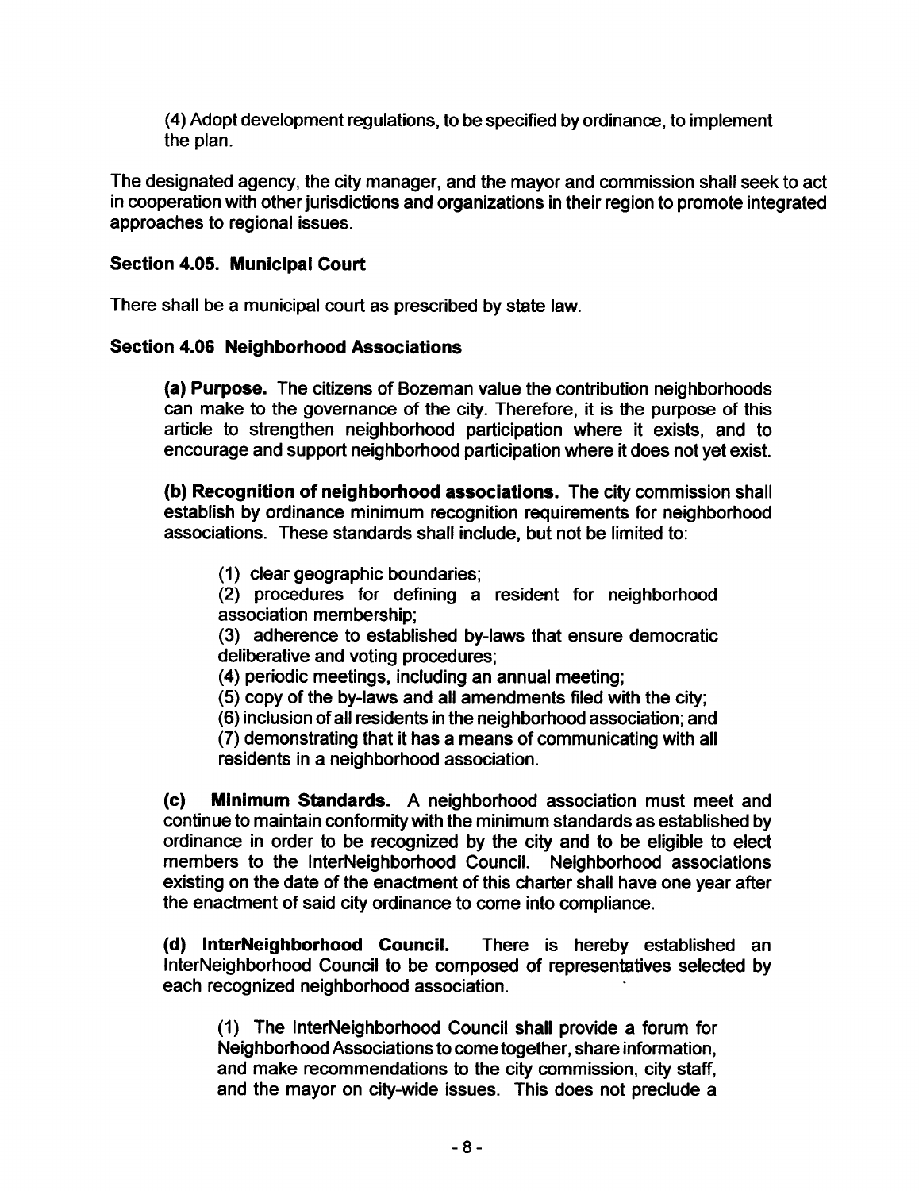(4) Adopt development regulations, to be specified by ordinance, to implement the plan.

The designated agency, the city manager, and the mayor and commission shall seek to act in cooperation with other jurisdictions and organizations in their region to promote integrated approaches to regional issues.

**Section 4.05. Municipal Court**

There shall be a municipal court as prescribed by state law.

**Section 4.06 Neighborhood Associations**

**(a) Purpose.** The citizens of Bozeman value the contribution neighborhoods can make to the governance of the city. Therefore, it is the purpose of this article to strengthen neighborhood participation where it exists, and to encourage and support neighborhood participation where it does not yet exist.

**(b) Recognition of neighborhood associations.** The city commission shall establish by ordinance minimum recognition requirements for neighborhood associations. These standards shall include, but not be limited to:

(1) clear geographic boundaries;
(2) procedures for defining a resident for neighborhood association membership;
(3) adherence to established by-laws that ensure democratic deliberative and voting procedures;
(4) periodic meetings, including an annual meeting;
(5) copy of the by-laws and all amendments filed with the city;
(6) inclusion of all residents in the neighborhood association; and
(7) demonstrating that it has a means of communicating with all residents in a neighborhood association.

**(c) Minimum Standards.** A neighborhood association must meet and continue to maintain conformity with the minimum standards as established by ordinance in order to be recognized by the city and to be eligible to elect members to the InterNeighborhood Council. Neighborhood associations existing on the date of the enactment of this charter shall have one year after the enactment of said city ordinance to come into compliance.

**(d) InterNeighborhood Council.** There is hereby established an InterNeighborhood Council to be composed of representatives selected by each recognized neighborhood association.

(1) The InterNeighborhood Council shall provide a forum for Neighborhood Associations to come together, share information, and make recommendations to the city commission, city staff, and the mayor on city-wide issues. This does not preclude a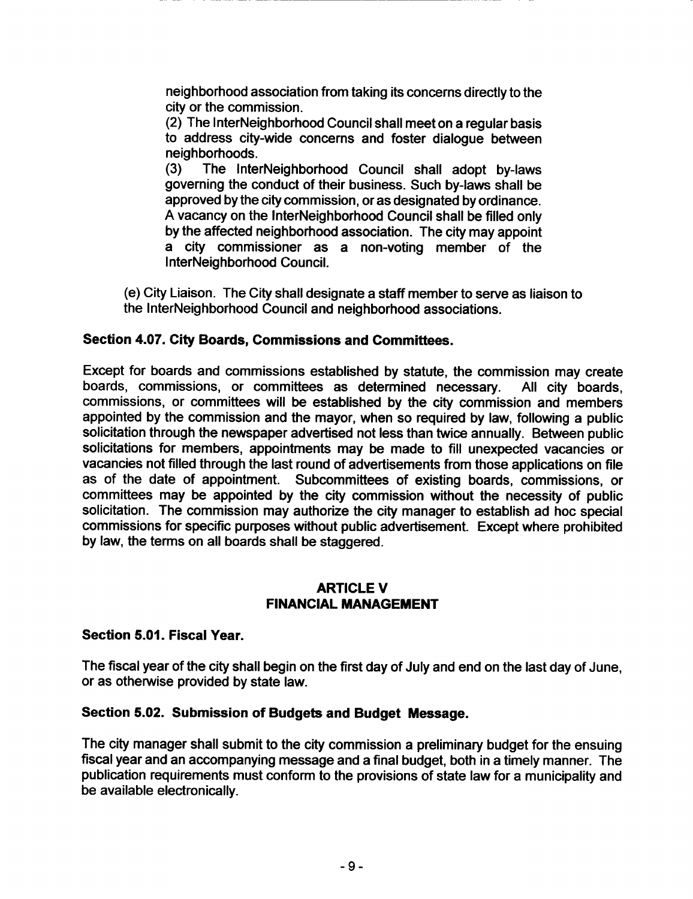neighborhood association from taking its concerns directly to the city or the commission.

(2) The InterNeighborhood Council shall meet on a regular basis to address city-wide concerns and foster dialogue between neighborhoods.

(3) The InterNeighborhood Council shall adopt by-laws governing the conduct of their business. Such by-laws shall be approved by the city commission, or as designated by ordinance. A vacancy on the InterNeighborhood Council shall be filled only by the affected neighborhood association. The city may appoint a city commissioner as a non-voting member of the InterNeighborhood Council.

(e) City Liaison. The City shall designate a staff member to serve as liaison to the InterNeighborhood Council and neighborhood associations.

**Section 4.07. City Boards, Commissions and Committees.**

Except for boards and commissions established by statute, the commission may create boards, commissions, or committees as determined necessary. All city boards, commissions, or committees will be established by the city commission and members appointed by the commission and the mayor, when so required by law, following a public solicitation through the newspaper advertised not less than twice annually. Between public solicitations for members, appointments may be made to fill unexpected vacancies or vacancies not filled through the last round of advertisements from those applications on file as of the date of appointment. Subcommittees of existing boards, commissions, or committees may be appointed by the city commission without the necessity of public solicitation. The commission may authorize the city manager to establish ad hoc special commissions for specific purposes without public advertisement. Except where prohibited by law, the terms on all boards shall be staggered.

## ARTICLE V
## FINANCIAL MANAGEMENT

**Section 5.01. Fiscal Year.**

The fiscal year of the city shall begin on the first day of July and end on the last day of June, or as otherwise provided by state law.

**Section 5.02. Submission of Budgets and Budget Message.**

The city manager shall submit to the city commission a preliminary budget for the ensuing fiscal year and an accompanying message and a final budget, both in a timely manner. The publication requirements must conform to the provisions of state law for a municipality and be available electronically.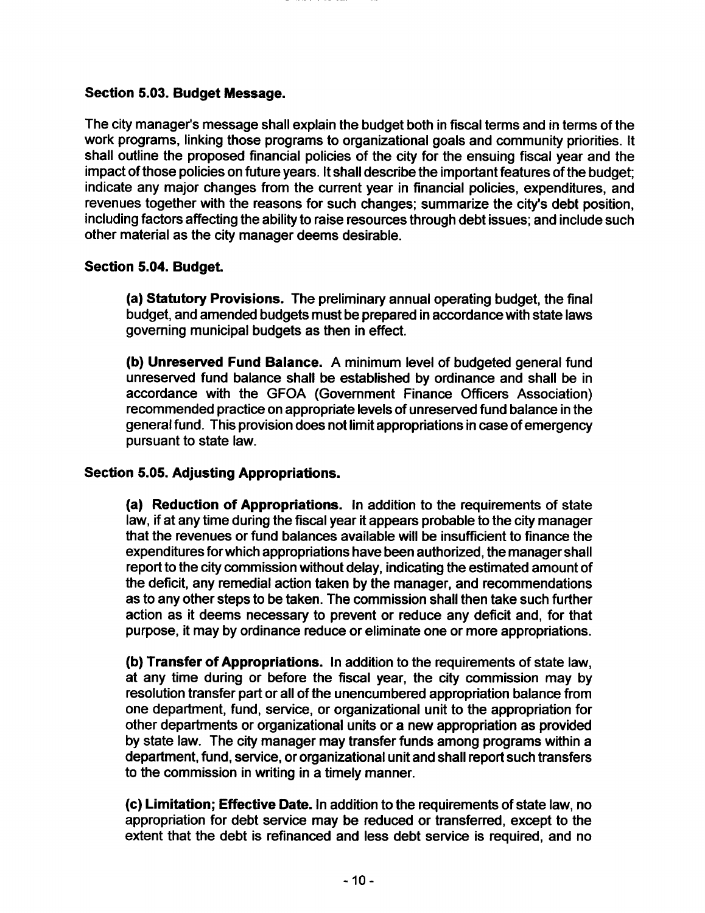**Section 5.03. Budget Message.**

The city manager's message shall explain the budget both in fiscal terms and in terms of the work programs, linking those programs to organizational goals and community priorities. It shall outline the proposed financial policies of the city for the ensuing fiscal year and the impact of those policies on future years. It shall describe the important features of the budget; indicate any major changes from the current year in financial policies, expenditures, and revenues together with the reasons for such changes; summarize the city's debt position, including factors affecting the ability to raise resources through debt issues; and include such other material as the city manager deems desirable.

**Section 5.04. Budget.**

**(a) Statutory Provisions.** The preliminary annual operating budget, the final budget, and amended budgets must be prepared in accordance with state laws governing municipal budgets as then in effect.

**(b) Unreserved Fund Balance.** A minimum level of budgeted general fund unreserved fund balance shall be established by ordinance and shall be in accordance with the GFOA (Government Finance Officers Association) recommended practice on appropriate levels of unreserved fund balance in the general fund. This provision does not limit appropriations in case of emergency pursuant to state law.

**Section 5.05. Adjusting Appropriations.**

**(a) Reduction of Appropriations.** In addition to the requirements of state law, if at any time during the fiscal year it appears probable to the city manager that the revenues or fund balances available will be insufficient to finance the expenditures for which appropriations have been authorized, the manager shall report to the city commission without delay, indicating the estimated amount of the deficit, any remedial action taken by the manager, and recommendations as to any other steps to be taken. The commission shall then take such further action as it deems necessary to prevent or reduce any deficit and, for that purpose, it may by ordinance reduce or eliminate one or more appropriations.

**(b) Transfer of Appropriations.** In addition to the requirements of state law, at any time during or before the fiscal year, the city commission may by resolution transfer part or all of the unencumbered appropriation balance from one department, fund, service, or organizational unit to the appropriation for other departments or organizational units or a new appropriation as provided by state law. The city manager may transfer funds among programs within a department, fund, service, or organizational unit and shall report such transfers to the commission in writing in a timely manner.

**(c) Limitation; Effective Date.** In addition to the requirements of state law, no appropriation for debt service may be reduced or transferred, except to the extent that the debt is refinanced and less debt service is required, and no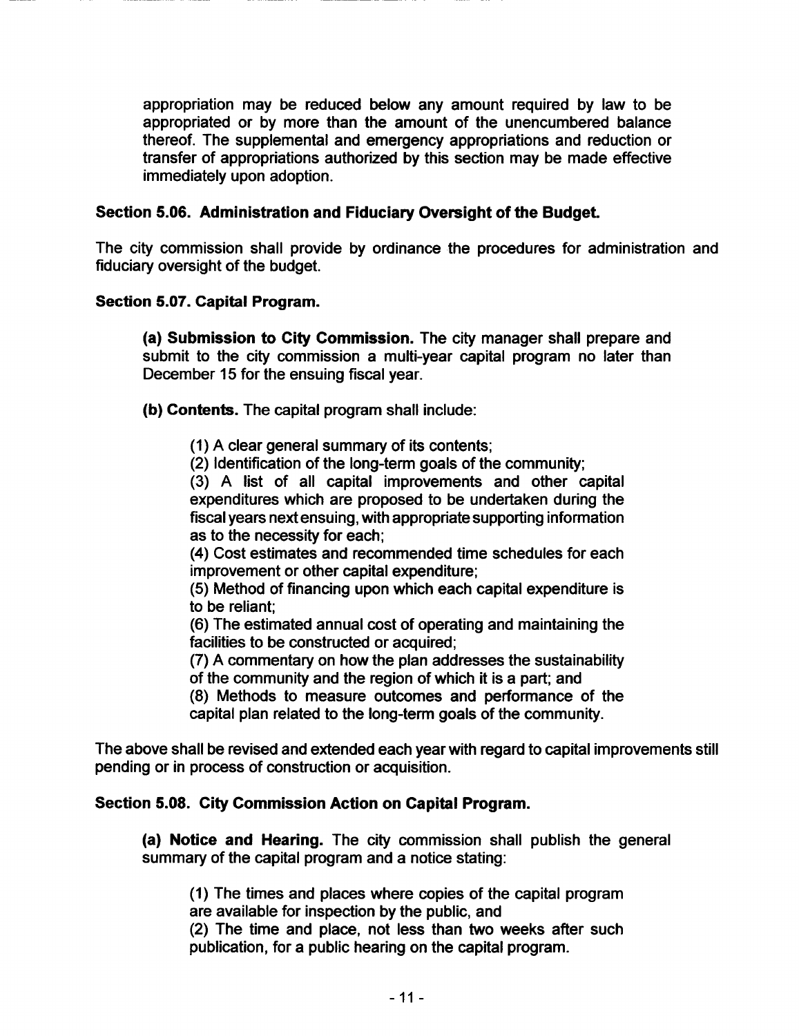appropriation may be reduced below any amount required by law to be appropriated or by more than the amount of the unencumbered balance thereof. The supplemental and emergency appropriations and reduction or transfer of appropriations authorized by this section may be made effective immediately upon adoption.

**Section 5.06. Administration and Fiduciary Oversight of the Budget.**

The city commission shall provide by ordinance the procedures for administration and fiduciary oversight of the budget.

**Section 5.07. Capital Program.**

**(a) Submission to City Commission.** The city manager shall prepare and submit to the city commission a multi-year capital program no later than December 15 for the ensuing fiscal year.

**(b) Contents.** The capital program shall include:

(1) A clear general summary of its contents;
(2) Identification of the long-term goals of the community;
(3) A list of all capital improvements and other capital expenditures which are proposed to be undertaken during the fiscal years next ensuing, with appropriate supporting information as to the necessity for each;
(4) Cost estimates and recommended time schedules for each improvement or other capital expenditure;
(5) Method of financing upon which each capital expenditure is to be reliant;
(6) The estimated annual cost of operating and maintaining the facilities to be constructed or acquired;
(7) A commentary on how the plan addresses the sustainability of the community and the region of which it is a part; and
(8) Methods to measure outcomes and performance of the capital plan related to the long-term goals of the community.

The above shall be revised and extended each year with regard to capital improvements still pending or in process of construction or acquisition.

**Section 5.08. City Commission Action on Capital Program.**

**(a) Notice and Hearing.** The city commission shall publish the general summary of the capital program and a notice stating:

(1) The times and places where copies of the capital program are available for inspection by the public, and
(2) The time and place, not less than two weeks after such publication, for a public hearing on the capital program.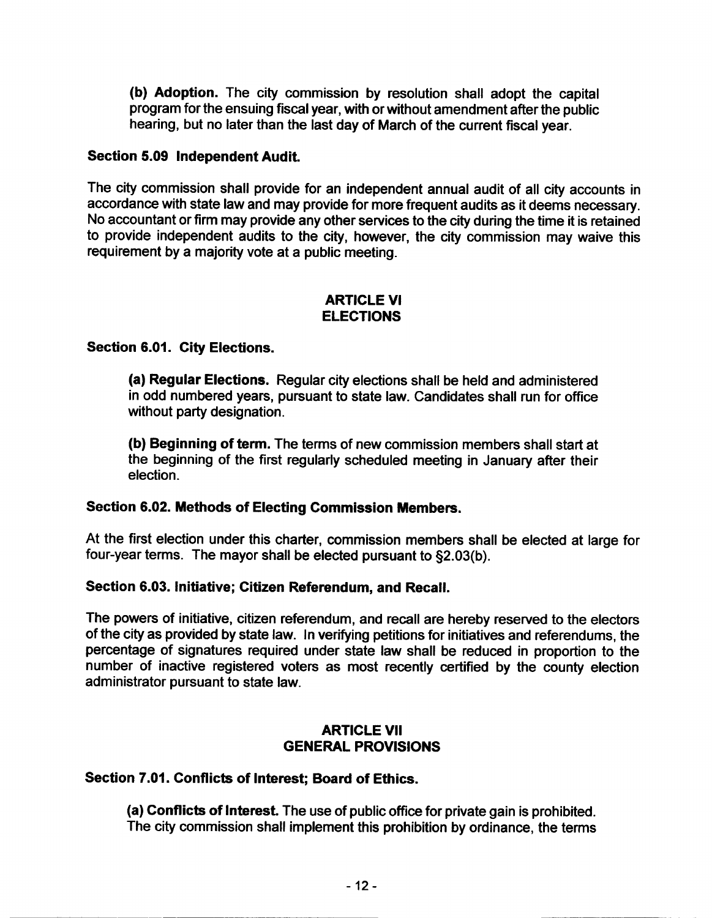**(b) Adoption.** The city commission by resolution shall adopt the capital program for the ensuing fiscal year, with or without amendment after the public hearing, but no later than the last day of March of the current fiscal year.

### Section 5.09 Independent Audit.

The city commission shall provide for an independent annual audit of all city accounts in accordance with state law and may provide for more frequent audits as it deems necessary. No accountant or firm may provide any other services to the city during the time it is retained to provide independent audits to the city, however, the city commission may waive this requirement by a majority vote at a public meeting.

## ARTICLE VI
## ELECTIONS

### Section 6.01. City Elections.

**(a) Regular Elections.** Regular city elections shall be held and administered in odd numbered years, pursuant to state law. Candidates shall run for office without party designation.

**(b) Beginning of term.** The terms of new commission members shall start at the beginning of the first regularly scheduled meeting in January after their election.

### Section 6.02. Methods of Electing Commission Members.

At the first election under this charter, commission members shall be elected at large for four-year terms. The mayor shall be elected pursuant to §2.03(b).

### Section 6.03. Initiative; Citizen Referendum, and Recall.

The powers of initiative, citizen referendum, and recall are hereby reserved to the electors of the city as provided by state law. In verifying petitions for initiatives and referendums, the percentage of signatures required under state law shall be reduced in proportion to the number of inactive registered voters as most recently certified by the county election administrator pursuant to state law.

## ARTICLE VII
## GENERAL PROVISIONS

### Section 7.01. Conflicts of Interest; Board of Ethics.

**(a) Conflicts of Interest.** The use of public office for private gain is prohibited. The city commission shall implement this prohibition by ordinance, the terms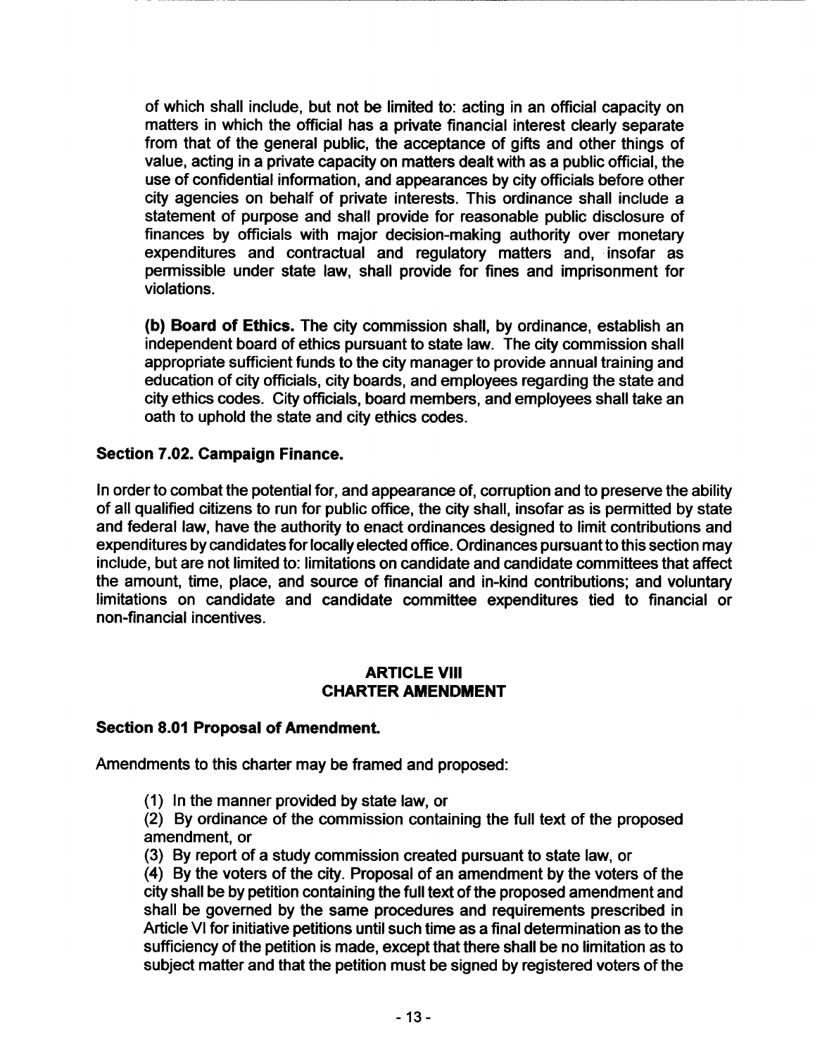of which shall include, but not be limited to: acting in an official capacity on matters in which the official has a private financial interest clearly separate from that of the general public, the acceptance of gifts and other things of value, acting in a private capacity on matters dealt with as a public official, the use of confidential information, and appearances by city officials before other city agencies on behalf of private interests. This ordinance shall include a statement of purpose and shall provide for reasonable public disclosure of finances by officials with major decision-making authority over monetary expenditures and contractual and regulatory matters and, insofar as permissible under state law, shall provide for fines and imprisonment for violations.

**(b) Board of Ethics.** The city commission shall, by ordinance, establish an independent board of ethics pursuant to state law. The city commission shall appropriate sufficient funds to the city manager to provide annual training and education of city officials, city boards, and employees regarding the state and city ethics codes. City officials, board members, and employees shall take an oath to uphold the state and city ethics codes.

### Section 7.02. Campaign Finance.

In order to combat the potential for, and appearance of, corruption and to preserve the ability of all qualified citizens to run for public office, the city shall, insofar as is permitted by state and federal law, have the authority to enact ordinances designed to limit contributions and expenditures by candidates for locally elected office. Ordinances pursuant to this section may include, but are not limited to: limitations on candidate and candidate committees that affect the amount, time, place, and source of financial and in-kind contributions; and voluntary limitations on candidate and candidate committee expenditures tied to financial or non-financial incentives.

## ARTICLE VIII
## CHARTER AMENDMENT

### Section 8.01 Proposal of Amendment.

Amendments to this charter may be framed and proposed:

(1) In the manner provided by state law, or

(2) By ordinance of the commission containing the full text of the proposed amendment, or

(3) By report of a study commission created pursuant to state law, or

(4) By the voters of the city. Proposal of an amendment by the voters of the city shall be by petition containing the full text of the proposed amendment and shall be governed by the same procedures and requirements prescribed in Article VI for initiative petitions until such time as a final determination as to the sufficiency of the petition is made, except that there shall be no limitation as to subject matter and that the petition must be signed by registered voters of the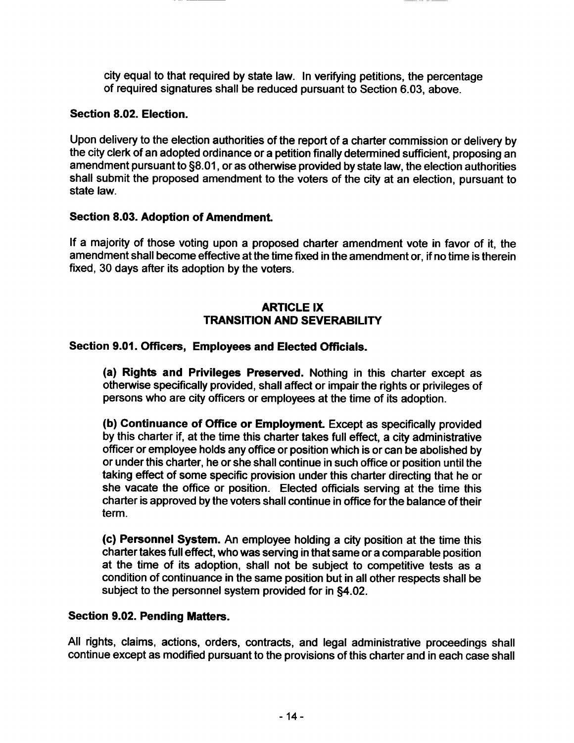city equal to that required by state law. In verifying petitions, the percentage of required signatures shall be reduced pursuant to Section 6.03, above.

### Section 8.02. Election.

Upon delivery to the election authorities of the report of a charter commission or delivery by the city clerk of an adopted ordinance or a petition finally determined sufficient, proposing an amendment pursuant to §8.01, or as otherwise provided by state law, the election authorities shall submit the proposed amendment to the voters of the city at an election, pursuant to state law.

### Section 8.03. Adoption of Amendment.

If a majority of those voting upon a proposed charter amendment vote in favor of it, the amendment shall become effective at the time fixed in the amendment or, if no time is therein fixed, 30 days after its adoption by the voters.

## ARTICLE IX
## TRANSITION AND SEVERABILITY

### Section 9.01. Officers, Employees and Elected Officials.

**(a) Rights and Privileges Preserved.** Nothing in this charter except as otherwise specifically provided, shall affect or impair the rights or privileges of persons who are city officers or employees at the time of its adoption.

**(b) Continuance of Office or Employment.** Except as specifically provided by this charter if, at the time this charter takes full effect, a city administrative officer or employee holds any office or position which is or can be abolished by or under this charter, he or she shall continue in such office or position until the taking effect of some specific provision under this charter directing that he or she vacate the office or position. Elected officials serving at the time this charter is approved by the voters shall continue in office for the balance of their term.

**(c) Personnel System.** An employee holding a city position at the time this charter takes full effect, who was serving in that same or a comparable position at the time of its adoption, shall not be subject to competitive tests as a condition of continuance in the same position but in all other respects shall be subject to the personnel system provided for in §4.02.

### Section 9.02. Pending Matters.

All rights, claims, actions, orders, contracts, and legal administrative proceedings shall continue except as modified pursuant to the provisions of this charter and in each case shall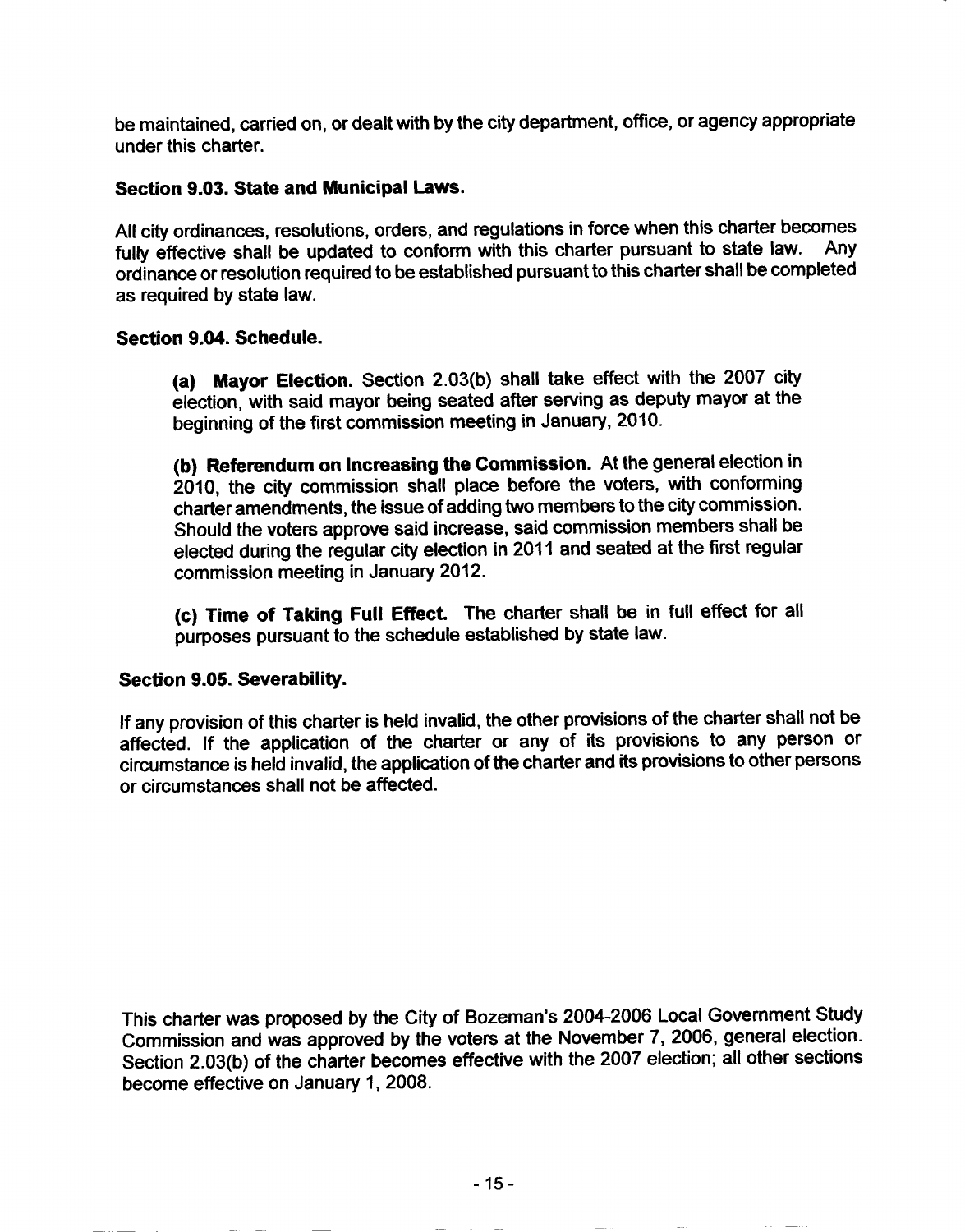be maintained, carried on, or dealt with by the city department, office, or agency appropriate under this charter.

### Section 9.03. State and Municipal Laws.

All city ordinances, resolutions, orders, and regulations in force when this charter becomes fully effective shall be updated to conform with this charter pursuant to state law. Any ordinance or resolution required to be established pursuant to this charter shall be completed as required by state law.

### Section 9.04. Schedule.

**(a) Mayor Election.** Section 2.03(b) shall take effect with the 2007 city election, with said mayor being seated after serving as deputy mayor at the beginning of the first commission meeting in January, 2010.

**(b) Referendum on Increasing the Commission.** At the general election in 2010, the city commission shall place before the voters, with conforming charter amendments, the issue of adding two members to the city commission. Should the voters approve said increase, said commission members shall be elected during the regular city election in 2011 and seated at the first regular commission meeting in January 2012.

**(c) Time of Taking Full Effect.** The charter shall be in full effect for all purposes pursuant to the schedule established by state law.

### Section 9.05. Severability.

If any provision of this charter is held invalid, the other provisions of the charter shall not be affected. If the application of the charter or any of its provisions to any person or circumstance is held invalid, the application of the charter and its provisions to other persons or circumstances shall not be affected.

This charter was proposed by the City of Bozeman's 2004-2006 Local Government Study Commission and was approved by the voters at the November 7, 2006, general election. Section 2.03(b) of the charter becomes effective with the 2007 election; all other sections become effective on January 1, 2008.